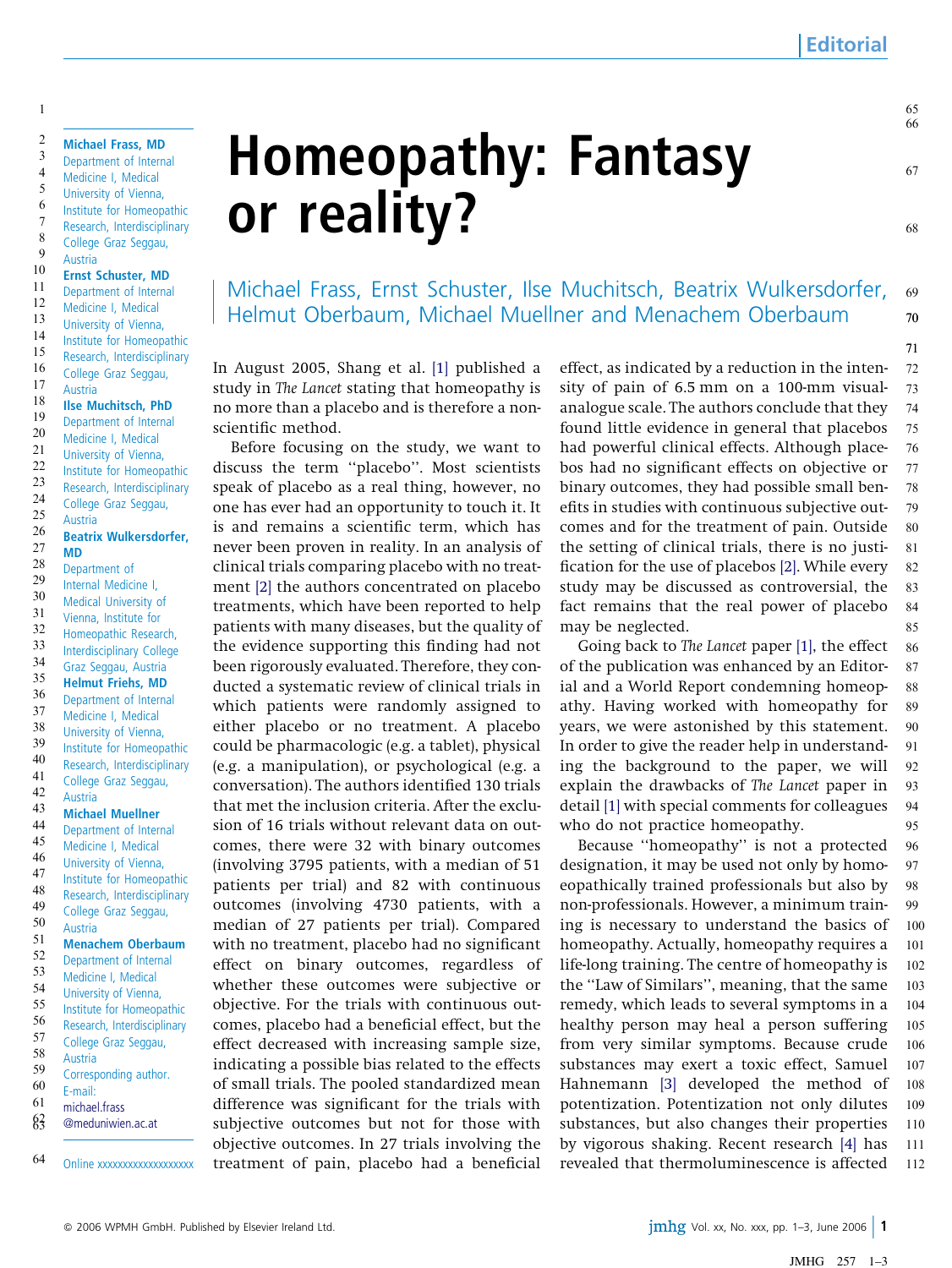Editorial

# Homeopathy: Fantasy or reality?

Michael Frass, Ernst Schuster, Ilse Muchitsch, Beatrix Wulkersdorfer, Helmut Oberbaum, Michael Muellner and Menachem Oberbaum

**Michael Frass, MD**
Department of Internal Medicine I, Medical University of Vienna, Institute for Homeopathic Research, Interdisciplinary College Graz Seggau, Austria

**Ernst Schuster, MD**
Department of Internal Medicine I, Medical University of Vienna, Institute for Homeopathic Research, Interdisciplinary College Graz Seggau, Austria

**Ilse Muchitsch, PhD**
Department of Internal Medicine I, Medical University of Vienna, Institute for Homeopathic Research, Interdisciplinary College Graz Seggau, Austria

**Beatrix Wulkersdorfer, MD**
Department of Internal Medicine I, Medical University of Vienna, Institute for Homeopathic Research, Interdisciplinary College Graz Seggau, Austria

**Helmut Friehs, MD**
Department of Internal Medicine I, Medical University of Vienna, Institute for Homeopathic Research, Interdisciplinary College Graz Seggau, Austria

**Michael Muellner**
Department of Internal Medicine I, Medical University of Vienna, Institute for Homeopathic Research, Interdisciplinary College Graz Seggau, Austria

**Menachem Oberbaum**
Department of Internal Medicine I, Medical University of Vienna, Institute for Homeopathic Research, Interdisciplinary College Graz Seggau, Austria

Corresponding author.
E-mail: michael.frass@meduniwien.ac.at

Online xxxxxxxxxxxxxxxxxxx

In August 2005, Shang et al. [1] published a study in *The Lancet* stating that homeopathy is no more than a placebo and is therefore a non-scientific method.

Before focusing on the study, we want to discuss the term ''placebo''. Most scientists speak of placebo as a real thing, however, no one has ever had an opportunity to touch it. It is and remains a scientific term, which has never been proven in reality. In an analysis of clinical trials comparing placebo with no treatment [2] the authors concentrated on placebo treatments, which have been reported to help patients with many diseases, but the quality of the evidence supporting this finding had not been rigorously evaluated. Therefore, they conducted a systematic review of clinical trials in which patients were randomly assigned to either placebo or no treatment. A placebo could be pharmacologic (e.g. a tablet), physical (e.g. a manipulation), or psychological (e.g. a conversation). The authors identified 130 trials that met the inclusion criteria. After the exclusion of 16 trials without relevant data on outcomes, there were 32 with binary outcomes (involving 3795 patients, with a median of 51 patients per trial) and 82 with continuous outcomes (involving 4730 patients, with a median of 27 patients per trial). Compared with no treatment, placebo had no significant effect on binary outcomes, regardless of whether these outcomes were subjective or objective. For the trials with continuous outcomes, placebo had a beneficial effect, but the effect decreased with increasing sample size, indicating a possible bias related to the effects of small trials. The pooled standardized mean difference was significant for the trials with subjective outcomes but not for those with objective outcomes. In 27 trials involving the treatment of pain, placebo had a beneficial effect, as indicated by a reduction in the intensity of pain of 6.5 mm on a 100-mm visual-analogue scale. The authors conclude that they found little evidence in general that placebos had powerful clinical effects. Although placebos had no significant effects on objective or binary outcomes, they had possible small benefits in studies with continuous subjective outcomes and for the treatment of pain. Outside the setting of clinical trials, there is no justification for the use of placebos [2]. While every study may be discussed as controversial, the fact remains that the real power of placebo may be neglected.

Going back to *The Lancet* paper [1], the effect of the publication was enhanced by an Editorial and a World Report condemning homeopathy. Having worked with homeopathy for years, we were astonished by this statement. In order to give the reader help in understanding the background to the paper, we will explain the drawbacks of *The Lancet* paper in detail [1] with special comments for colleagues who do not practice homeopathy.

Because ''homeopathy'' is not a protected designation, it may be used not only by homoeopathically trained professionals but also by non-professionals. However, a minimum training is necessary to understand the basics of homeopathy. Actually, homeopathy requires a life-long training. The centre of homeopathy is the ''Law of Similars'', meaning, that the same remedy, which leads to several symptoms in a healthy person may heal a person suffering from very similar symptoms. Because crude substances may exert a toxic effect, Samuel Hahnemann [3] developed the method of potentization. Potentization not only dilutes substances, but also changes their properties by vigorous shaking. Recent research [4] has revealed that thermoluminescence is affected

© 2006 WPMH GmbH. Published by Elsevier Ireland Ltd.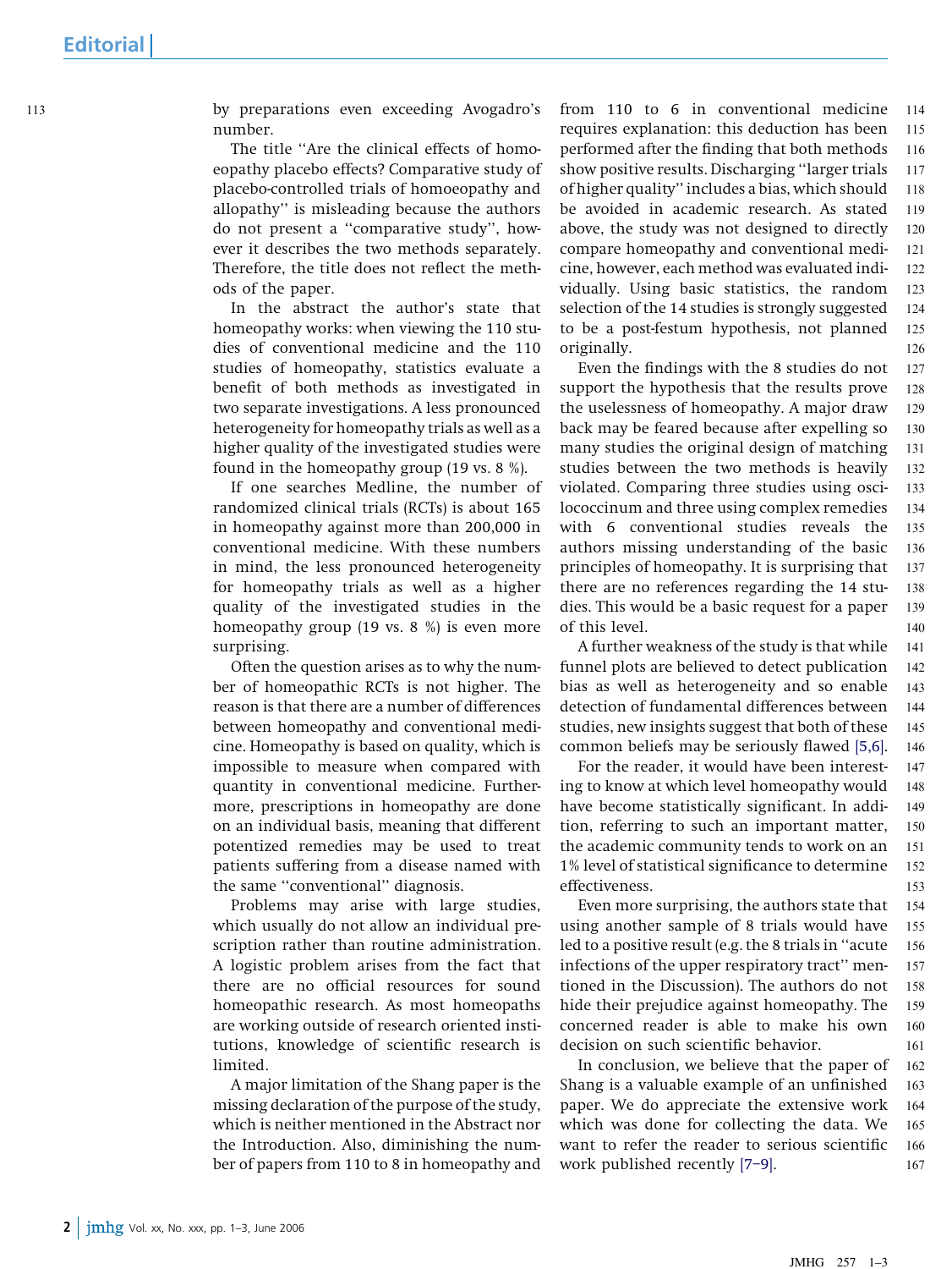by preparations even exceeding Avogadro's number.

The title ''Are the clinical effects of homoeopathy placebo effects? Comparative study of placebo-controlled trials of homoeopathy and allopathy'' is misleading because the authors do not present a ''comparative study'', however it describes the two methods separately. Therefore, the title does not reflect the methods of the paper.

In the abstract the author's state that homeopathy works: when viewing the 110 studies of conventional medicine and the 110 studies of homeopathy, statistics evaluate a benefit of both methods as investigated in two separate investigations. A less pronounced heterogeneity for homeopathy trials as well as a higher quality of the investigated studies were found in the homeopathy group (19 vs. 8 %).

If one searches Medline, the number of randomized clinical trials (RCTs) is about 165 in homeopathy against more than 200,000 in conventional medicine. With these numbers in mind, the less pronounced heterogeneity for homeopathy trials as well as a higher quality of the investigated studies in the homeopathy group (19 vs. 8 %) is even more surprising.

Often the question arises as to why the number of homeopathic RCTs is not higher. The reason is that there are a number of differences between homeopathy and conventional medicine. Homeopathy is based on quality, which is impossible to measure when compared with quantity in conventional medicine. Furthermore, prescriptions in homeopathy are done on an individual basis, meaning that different potentized remedies may be used to treat patients suffering from a disease named with the same ''conventional'' diagnosis.

Problems may arise with large studies, which usually do not allow an individual prescription rather than routine administration. A logistic problem arises from the fact that there are no official resources for sound homeopathic research. As most homeopaths are working outside of research oriented institutions, knowledge of scientific research is limited.

A major limitation of the Shang paper is the missing declaration of the purpose of the study, which is neither mentioned in the Abstract nor the Introduction. Also, diminishing the number of papers from 110 to 8 in homeopathy and from 110 to 6 in conventional medicine requires explanation: this deduction has been performed after the finding that both methods show positive results. Discharging ''larger trials of higher quality'' includes a bias, which should be avoided in academic research. As stated above, the study was not designed to directly compare homeopathy and conventional medicine, however, each method was evaluated individually. Using basic statistics, the random selection of the 14 studies is strongly suggested to be a post-festum hypothesis, not planned originally.

Even the findings with the 8 studies do not support the hypothesis that the results prove the uselessness of homeopathy. A major draw back may be feared because after expelling so many studies the original design of matching studies between the two methods is heavily violated. Comparing three studies using oscilococcinum and three using complex remedies with 6 conventional studies reveals the authors missing understanding of the basic principles of homeopathy. It is surprising that there are no references regarding the 14 studies. This would be a basic request for a paper of this level.

A further weakness of the study is that while funnel plots are believed to detect publication bias as well as heterogeneity and so enable detection of fundamental differences between studies, new insights suggest that both of these common beliefs may be seriously flawed [5,6].

For the reader, it would have been interesting to know at which level homeopathy would have become statistically significant. In addition, referring to such an important matter, the academic community tends to work on an 1% level of statistical significance to determine effectiveness.

Even more surprising, the authors state that using another sample of 8 trials would have led to a positive result (e.g. the 8 trials in ''acute infections of the upper respiratory tract'' mentioned in the Discussion). The authors do not hide their prejudice against homeopathy. The concerned reader is able to make his own decision on such scientific behavior.

In conclusion, we believe that the paper of Shang is a valuable example of an unfinished paper. We do appreciate the extensive work which was done for collecting the data. We want to refer the reader to serious scientific work published recently [7–9].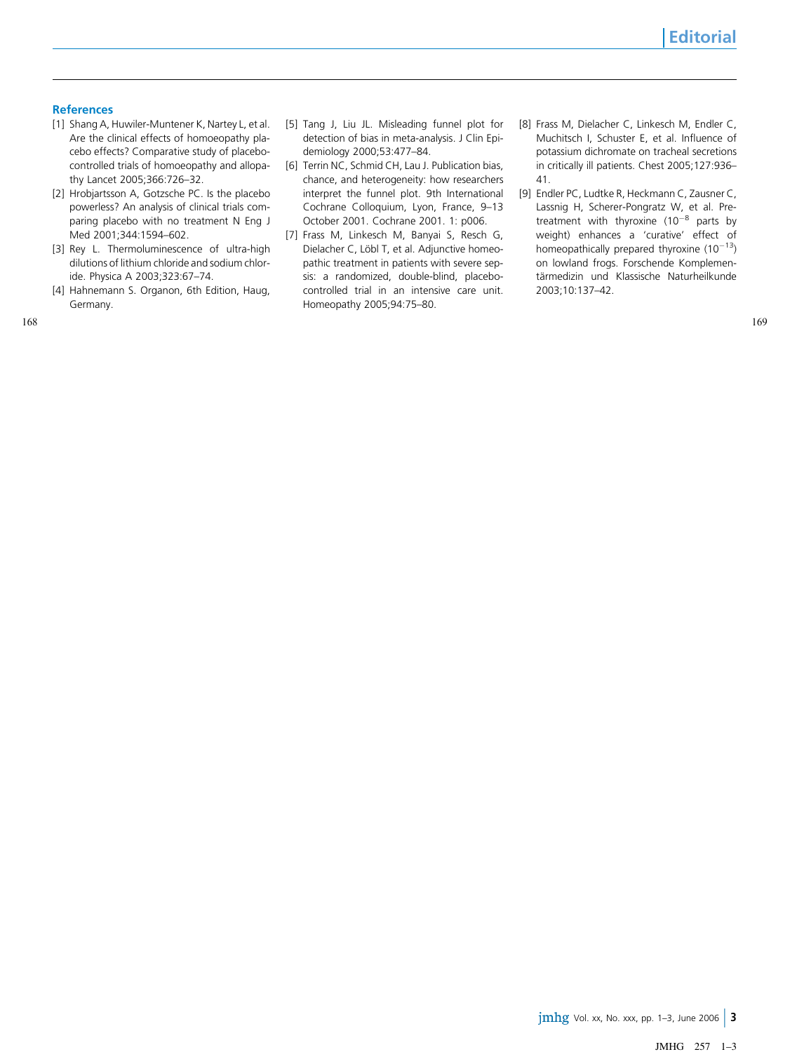## References

[1] Shang A, Huwiler-Muntener K, Nartey L, et al. Are the clinical effects of homoeopathy placebo effects? Comparative study of placebo-controlled trials of homoeopathy and allopathy Lancet 2005;366:726–32.

[2] Hrobjartsson A, Gotzsche PC. Is the placebo powerless? An analysis of clinical trials comparing placebo with no treatment N Eng J Med 2001;344:1594–602.

[3] Rey L. Thermoluminescence of ultra-high dilutions of lithium chloride and sodium chloride. Physica A 2003;323:67–74.

[4] Hahnemann S. Organon, 6th Edition, Haug, Germany.

[5] Tang J, Liu JL. Misleading funnel plot for detection of bias in meta-analysis. J Clin Epidemiology 2000;53:477–84.

[6] Terrin NC, Schmid CH, Lau J. Publication bias, chance, and heterogeneity: how researchers interpret the funnel plot. 9th International Cochrane Colloquium, Lyon, France, 9–13 October 2001. Cochrane 2001. 1: p006.

[7] Frass M, Linkesch M, Banyai S, Resch G, Dielacher C, Löbl T, et al. Adjunctive homeopathic treatment in patients with severe sepsis: a randomized, double-blind, placebo-controlled trial in an intensive care unit. Homeopathy 2005;94:75–80.

[8] Frass M, Dielacher C, Linkesch M, Endler C, Muchitsch I, Schuster E, et al. Influence of potassium dichromate on tracheal secretions in critically ill patients. Chest 2005;127:936–41.

[9] Endler PC, Ludtke R, Heckmann C, Zausner C, Lassnig H, Scherer-Pongratz W, et al. Pretreatment with thyroxine ($10^{-8}$ parts by weight) enhances a 'curative' effect of homeopathically prepared thyroxine ($10^{-13}$) on lowland frogs. Forschende Komplementärmedizin und Klassische Naturheilkunde 2003;10:137–42.